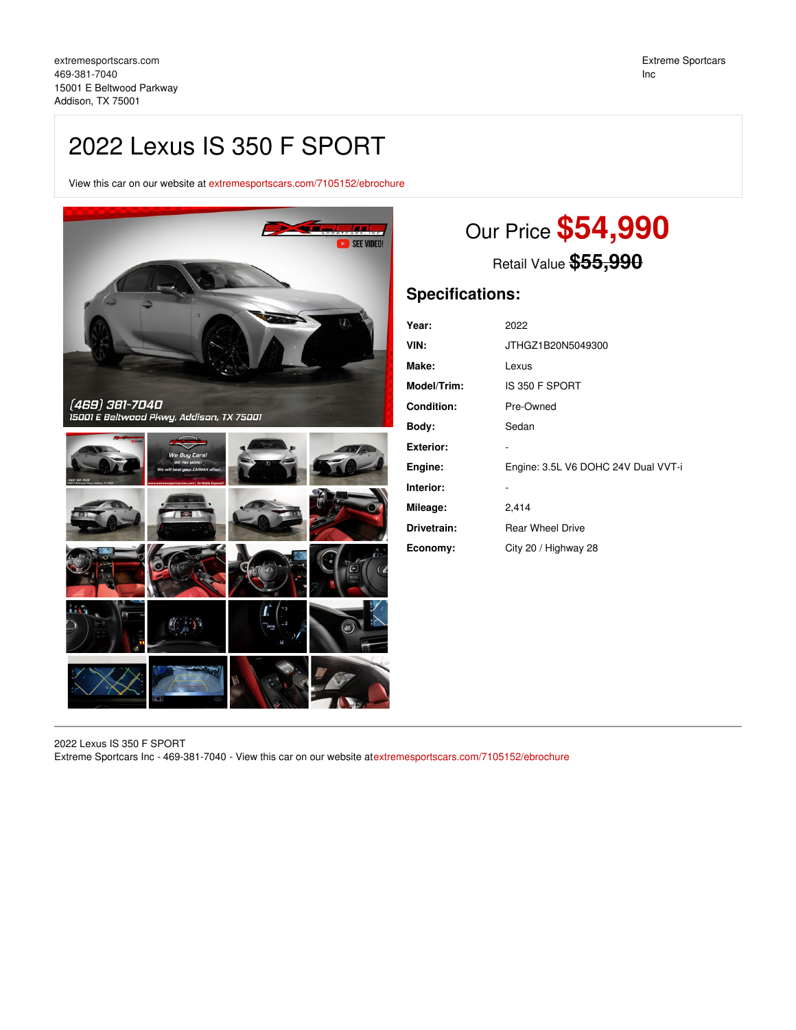extremesportscars.com
469-381-7040
15001 E Beltwood Parkway
Addison, TX 75001

Extreme Sportcars Inc

# 2022 Lexus IS 350 F SPORT

View this car on our website at extremesportscars.com/7105152/ebrochure

Our Price **$54,990**

Retail Value ~~$55,990~~

## Specifications:

| | |
|---|---|
| **Year:** | 2022 |
| **VIN:** | JTHGZ1B20N5049300 |
| **Make:** | Lexus |
| **Model/Trim:** | IS 350 F SPORT |
| **Condition:** | Pre-Owned |
| **Body:** | Sedan |
| **Exterior:** | - |
| **Engine:** | Engine: 3.5L V6 DOHC 24V Dual VVT-i |
| **Interior:** | - |
| **Mileage:** | 2,414 |
| **Drivetrain:** | Rear Wheel Drive |
| **Economy:** | City 20 / Highway 28 |

2022 Lexus IS 350 F SPORT
Extreme Sportcars Inc - 469-381-7040 - View this car on our website atextremesportscars.com/7105152/ebrochure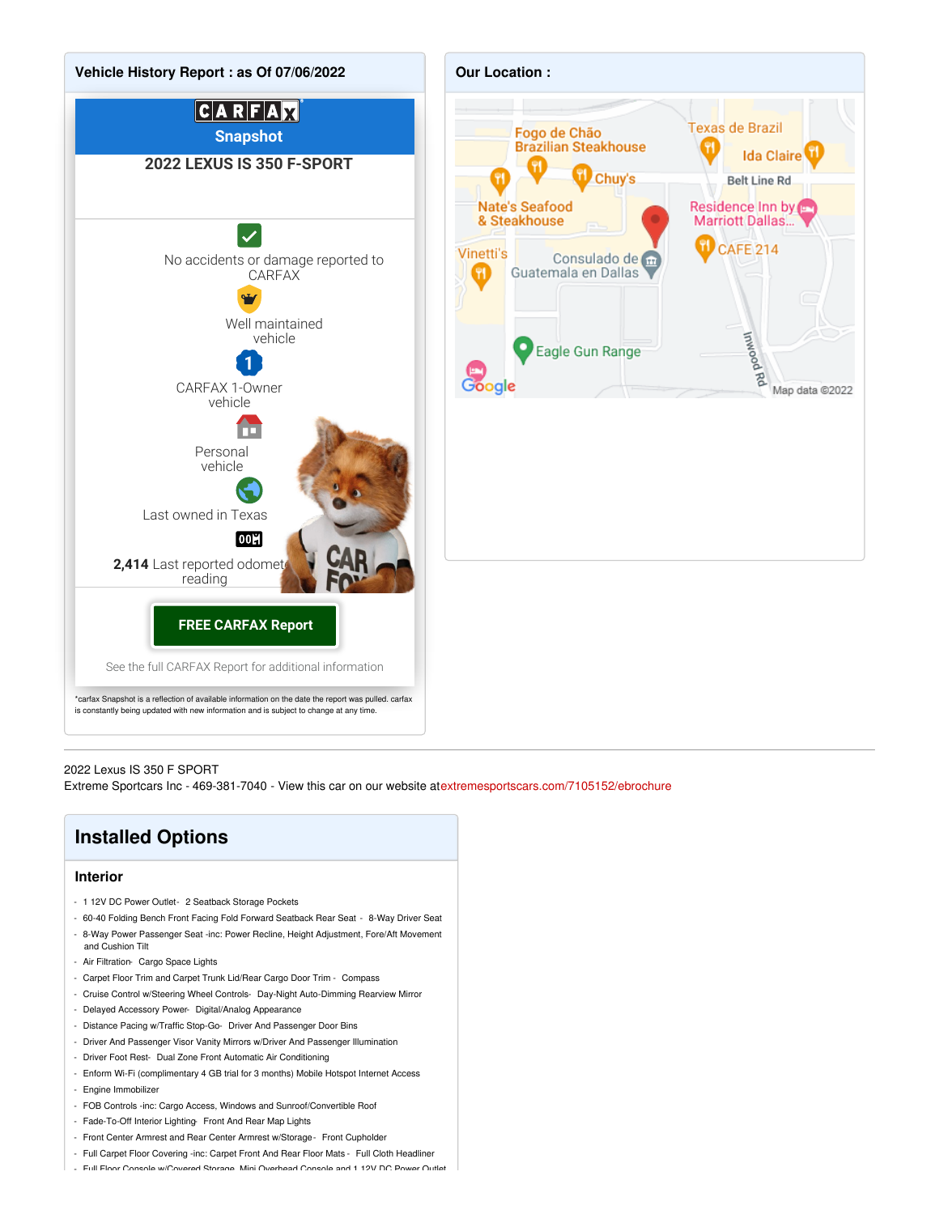## Vehicle History Report : as Of 07/06/2022

CARFAX Snapshot

**2022 LEXUS IS 350 F-SPORT**

No accidents or damage reported to CARFAX

Well maintained vehicle

CARFAX 1-Owner vehicle

Personal vehicle

Last owned in Texas

**2,414** Last reported odometer reading

**FREE CARFAX Report**

See the full CARFAX Report for additional information

*carfax Snapshot is a reflection of available information on the date the report was pulled. carfax is constantly being updated with new information and is subject to change at any time.

## Our Location :

Fogo de Chão Brazilian Steakhouse, Texas de Brazil, Ida Claire, Belt Line Rd, Chuy's, Nate's Seafood & Steakhouse, Residence Inn by Marriott Dallas..., Vinetti's, Consulado de Guatemala en Dallas, CAFE 214, Eagle Gun Range, Inwood Rd, Google, Map data ©2022

---

2022 Lexus IS 350 F SPORT
Extreme Sportcars Inc - 469-381-7040 - View this car on our website atextremesportscars.com/7105152/ebrochure

# Installed Options

### Interior

- 1 12V DC Power Outlet- 2 Seatback Storage Pockets
- 60-40 Folding Bench Front Facing Fold Forward Seatback Rear Seat - 8-Way Driver Seat
- 8-Way Power Passenger Seat -inc: Power Recline, Height Adjustment, Fore/Aft Movement and Cushion Tilt
- Air Filtration- Cargo Space Lights
- Carpet Floor Trim and Carpet Trunk Lid/Rear Cargo Door Trim - Compass
- Cruise Control w/Steering Wheel Controls- Day-Night Auto-Dimming Rearview Mirror
- Delayed Accessory Power- Digital/Analog Appearance
- Distance Pacing w/Traffic Stop-Go- Driver And Passenger Door Bins
- Driver And Passenger Visor Vanity Mirrors w/Driver And Passenger Illumination
- Driver Foot Rest- Dual Zone Front Automatic Air Conditioning
- Enform Wi-Fi (complimentary 4 GB trial for 3 months) Mobile Hotspot Internet Access
- Engine Immobilizer
- FOB Controls -inc: Cargo Access, Windows and Sunroof/Convertible Roof
- Fade-To-Off Interior Lighting- Front And Rear Map Lights
- Front Center Armrest and Rear Center Armrest w/Storage- Front Cupholder
- Full Carpet Floor Covering -inc: Carpet Front And Rear Floor Mats - Full Cloth Headliner
- Full Floor Console w/Covered Storage, Mini Overhead Console and 1 12V DC Power Outlet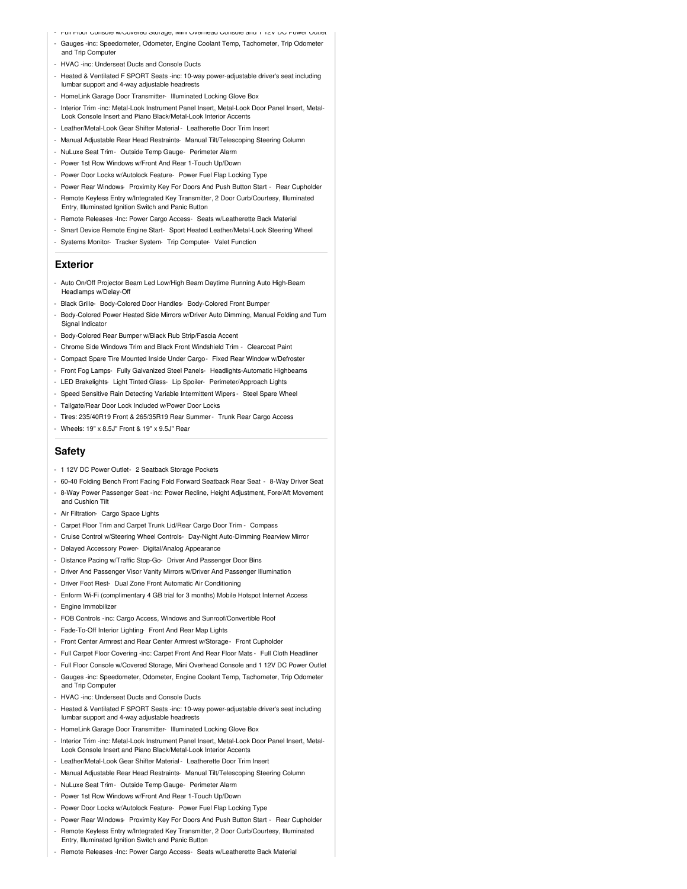- Full Floor Console w/Covered Storage, Mini Overhead Console and 1 12V DC Power Outlet
- Gauges -inc: Speedometer, Odometer, Engine Coolant Temp, Tachometer, Trip Odometer and Trip Computer
- HVAC -inc: Underseat Ducts and Console Ducts
- Heated & Ventilated F SPORT Seats -inc: 10-way power-adjustable driver's seat including lumbar support and 4-way adjustable headrests
- HomeLink Garage Door Transmitter- Illuminated Locking Glove Box
- Interior Trim -inc: Metal-Look Instrument Panel Insert, Metal-Look Door Panel Insert, Metal-Look Console Insert and Piano Black/Metal-Look Interior Accents
- Leather/Metal-Look Gear Shifter Material - Leatherette Door Trim Insert
- Manual Adjustable Rear Head Restraints- Manual Tilt/Telescoping Steering Column
- NuLuxe Seat Trim - Outside Temp Gauge- Perimeter Alarm
- Power 1st Row Windows w/Front And Rear 1-Touch Up/Down
- Power Door Locks w/Autolock Feature- Power Fuel Flap Locking Type
- Power Rear Windows- Proximity Key For Doors And Push Button Start - Rear Cupholder
- Remote Keyless Entry w/Integrated Key Transmitter, 2 Door Curb/Courtesy, Illuminated Entry, Illuminated Ignition Switch and Panic Button
- Remote Releases -Inc: Power Cargo Access- Seats w/Leatherette Back Material
- Smart Device Remote Engine Start- Sport Heated Leather/Metal-Look Steering Wheel
- Systems Monitor- Tracker System- Trip Computer- Valet Function

## Exterior

- Auto On/Off Projector Beam Led Low/High Beam Daytime Running Auto High-Beam Headlamps w/Delay-Off
- Black Grille- Body-Colored Door Handles- Body-Colored Front Bumper
- Body-Colored Power Heated Side Mirrors w/Driver Auto Dimming, Manual Folding and Turn Signal Indicator
- Body-Colored Rear Bumper w/Black Rub Strip/Fascia Accent
- Chrome Side Windows Trim and Black Front Windshield Trim - Clearcoat Paint
- Compact Spare Tire Mounted Inside Under Cargo - Fixed Rear Window w/Defroster
- Front Fog Lamps- Fully Galvanized Steel Panels- Headlights-Automatic Highbeams
- LED Brakelights- Light Tinted Glass- Lip Spoiler- Perimeter/Approach Lights
- Speed Sensitive Rain Detecting Variable Intermittent Wipers - Steel Spare Wheel
- Tailgate/Rear Door Lock Included w/Power Door Locks
- Tires: 235/40R19 Front & 265/35R19 Rear Summer - Trunk Rear Cargo Access
- Wheels: 19" x 8.5J" Front & 19" x 9.5J" Rear

## Safety

- 1 12V DC Power Outlet- 2 Seatback Storage Pockets
- 60-40 Folding Bench Front Facing Fold Forward Seatback Rear Seat - 8-Way Driver Seat
- 8-Way Power Passenger Seat -inc: Power Recline, Height Adjustment, Fore/Aft Movement and Cushion Tilt
- Air Filtration- Cargo Space Lights
- Carpet Floor Trim and Carpet Trunk Lid/Rear Cargo Door Trim - Compass
- Cruise Control w/Steering Wheel Controls- Day-Night Auto-Dimming Rearview Mirror
- Delayed Accessory Power- Digital/Analog Appearance
- Distance Pacing w/Traffic Stop-Go- Driver And Passenger Door Bins
- Driver And Passenger Visor Vanity Mirrors w/Driver And Passenger Illumination
- Driver Foot Rest- Dual Zone Front Automatic Air Conditioning
- Enform Wi-Fi (complimentary 4 GB trial for 3 months) Mobile Hotspot Internet Access
- Engine Immobilizer
- FOB Controls -inc: Cargo Access, Windows and Sunroof/Convertible Roof
- Fade-To-Off Interior Lighting- Front And Rear Map Lights
- Front Center Armrest and Rear Center Armrest w/Storage - Front Cupholder
- Full Carpet Floor Covering -inc: Carpet Front And Rear Floor Mats - Full Cloth Headliner
- Full Floor Console w/Covered Storage, Mini Overhead Console and 1 12V DC Power Outlet
- Gauges -inc: Speedometer, Odometer, Engine Coolant Temp, Tachometer, Trip Odometer and Trip Computer
- HVAC -inc: Underseat Ducts and Console Ducts
- Heated & Ventilated F SPORT Seats -inc: 10-way power-adjustable driver's seat including lumbar support and 4-way adjustable headrests
- HomeLink Garage Door Transmitter- Illuminated Locking Glove Box
- Interior Trim -inc: Metal-Look Instrument Panel Insert, Metal-Look Door Panel Insert, Metal-Look Console Insert and Piano Black/Metal-Look Interior Accents
- Leather/Metal-Look Gear Shifter Material - Leatherette Door Trim Insert
- Manual Adjustable Rear Head Restraints- Manual Tilt/Telescoping Steering Column
- NuLuxe Seat Trim - Outside Temp Gauge- Perimeter Alarm
- Power 1st Row Windows w/Front And Rear 1-Touch Up/Down
- Power Door Locks w/Autolock Feature- Power Fuel Flap Locking Type
- Power Rear Windows- Proximity Key For Doors And Push Button Start - Rear Cupholder
- Remote Keyless Entry w/Integrated Key Transmitter, 2 Door Curb/Courtesy, Illuminated Entry, Illuminated Ignition Switch and Panic Button
- Remote Releases -Inc: Power Cargo Access- Seats w/Leatherette Back Material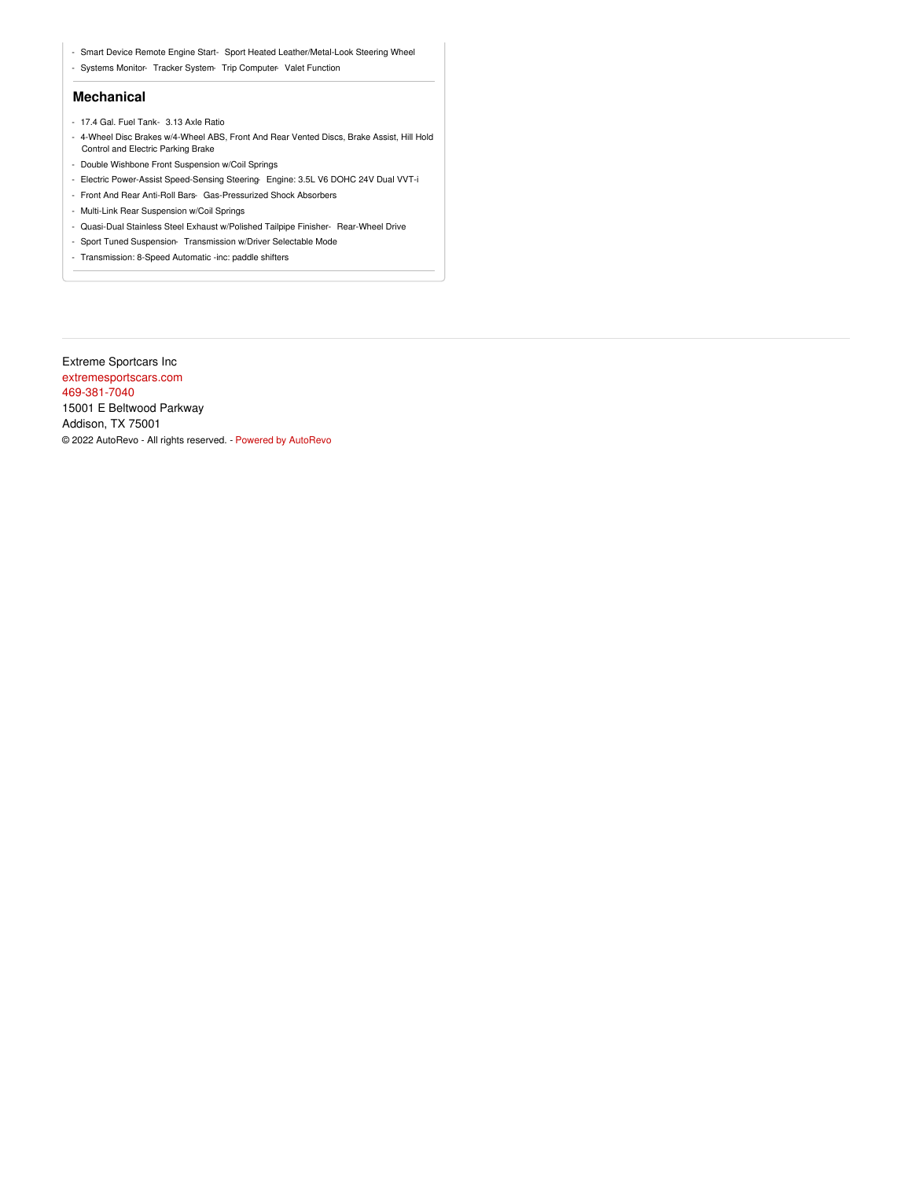- Smart Device Remote Engine Start
- Sport Heated Leather/Metal-Look Steering Wheel
- Systems Monitor
- Tracker System
- Trip Computer
- Valet Function

## Mechanical

- 17.4 Gal. Fuel Tank
- 3.13 Axle Ratio
- 4-Wheel Disc Brakes w/4-Wheel ABS, Front And Rear Vented Discs, Brake Assist, Hill Hold Control and Electric Parking Brake
- Double Wishbone Front Suspension w/Coil Springs
- Electric Power-Assist Speed-Sensing Steering
- Engine: 3.5L V6 DOHC 24V Dual VVT-i
- Front And Rear Anti-Roll Bars
- Gas-Pressurized Shock Absorbers
- Multi-Link Rear Suspension w/Coil Springs
- Quasi-Dual Stainless Steel Exhaust w/Polished Tailpipe Finisher
- Rear-Wheel Drive
- Sport Tuned Suspension
- Transmission w/Driver Selectable Mode
- Transmission: 8-Speed Automatic -inc: paddle shifters

---

Extreme Sportcars Inc
extremesportscars.com
469-381-7040
15001 E Beltwood Parkway
Addison, TX 75001
© 2022 AutoRevo - All rights reserved. - Powered by AutoRevo